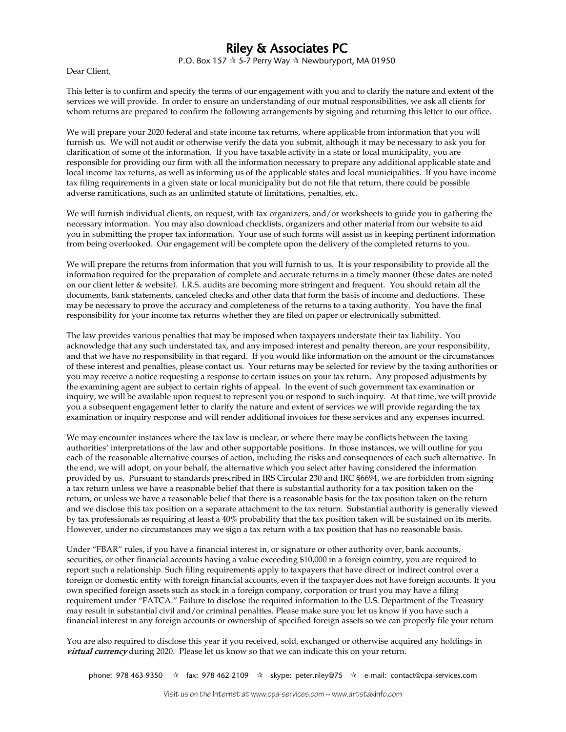# Riley & Associates PC

P.O. Box 157 ☆ 5-7 Perry Way ☆ Newburyport, MA 01950

Dear Client,

This letter is to confirm and specify the terms of our engagement with you and to clarify the nature and extent of the services we will provide. In order to ensure an understanding of our mutual responsibilities, we ask all clients for whom returns are prepared to confirm the following arrangements by signing and returning this letter to our office.

We will prepare your 2020 federal and state income tax returns, where applicable from information that you will furnish us. We will not audit or otherwise verify the data you submit, although it may be necessary to ask you for clarification of some of the information. If you have taxable activity in a state or local municipality, you are responsible for providing our firm with all the information necessary to prepare any additional applicable state and local income tax returns, as well as informing us of the applicable states and local municipalities. If you have income tax filing requirements in a given state or local municipality but do not file that return, there could be possible adverse ramifications, such as an unlimited statute of limitations, penalties, etc.

We will furnish individual clients, on request, with tax organizers, and/or worksheets to guide you in gathering the necessary information. You may also download checklists, organizers and other material from our website to aid you in submitting the proper tax information. Your use of such forms will assist us in keeping pertinent information from being overlooked. Our engagement will be complete upon the delivery of the completed returns to you.

We will prepare the returns from information that you will furnish to us. It is your responsibility to provide all the information required for the preparation of complete and accurate returns in a timely manner (these dates are noted on our client letter & website). I.R.S. audits are becoming more stringent and frequent. You should retain all the documents, bank statements, canceled checks and other data that form the basis of income and deductions. These may be necessary to prove the accuracy and completeness of the returns to a taxing authority. You have the final responsibility for your income tax returns whether they are filed on paper or electronically submitted.

The law provides various penalties that may be imposed when taxpayers understate their tax liability. You acknowledge that any such understated tax, and any imposed interest and penalty thereon, are your responsibility, and that we have no responsibility in that regard. If you would like information on the amount or the circumstances of these interest and penalties, please contact us. Your returns may be selected for review by the taxing authorities or you may receive a notice requesting a response to certain issues on your tax return. Any proposed adjustments by the examining agent are subject to certain rights of appeal. In the event of such government tax examination or inquiry, we will be available upon request to represent you or respond to such inquiry. At that time, we will provide you a subsequent engagement letter to clarify the nature and extent of services we will provide regarding the tax examination or inquiry response and will render additional invoices for these services and any expenses incurred.

We may encounter instances where the tax law is unclear, or where there may be conflicts between the taxing authorities' interpretations of the law and other supportable positions. In those instances, we will outline for you each of the reasonable alternative courses of action, including the risks and consequences of each such alternative. In the end, we will adopt, on your behalf, the alternative which you select after having considered the information provided by us. Pursuant to standards prescribed in IRS Circular 230 and IRC §6694, we are forbidden from signing a tax return unless we have a reasonable belief that there is substantial authority for a tax position taken on the return, or unless we have a reasonable belief that there is a reasonable basis for the tax position taken on the return and we disclose this tax position on a separate attachment to the tax return. Substantial authority is generally viewed by tax professionals as requiring at least a 40% probability that the tax position taken will be sustained on its merits. However, under no circumstances may we sign a tax return with a tax position that has no reasonable basis.

Under "FBAR" rules, if you have a financial interest in, or signature or other authority over, bank accounts, securities, or other financial accounts having a value exceeding $10,000 in a foreign country, you are required to report such a relationship. Such filing requirements apply to taxpayers that have direct or indirect control over a foreign or domestic entity with foreign financial accounts, even if the taxpayer does not have foreign accounts. If you own specified foreign assets such as stock in a foreign company, corporation or trust you may have a filing requirement under "FATCA." Failure to disclose the required information to the U.S. Department of the Treasury may result in substantial civil and/or criminal penalties. Please make sure you let us know if you have such a financial interest in any foreign accounts or ownership of specified foreign assets so we can properly file your return

You are also required to disclose this year if you received, sold, exchanged or otherwise acquired any holdings in ***virtual currency*** during 2020. Please let us know so that we can indicate this on your return.

phone: 978 463-9350 ☆ fax: 978 462-2109 ☆ skype: peter.riley@75 ☆ e-mail: contact@cpa-services.com

Visit us on the Internet at www.cpa-services.com ~ www.artstaxinfo.com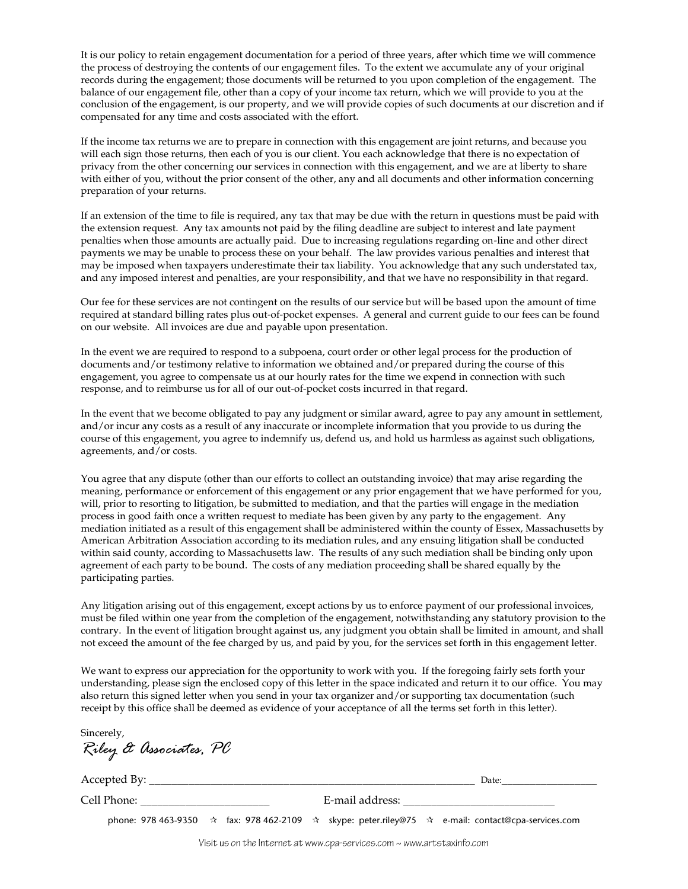It is our policy to retain engagement documentation for a period of three years, after which time we will commence the process of destroying the contents of our engagement files. To the extent we accumulate any of your original records during the engagement; those documents will be returned to you upon completion of the engagement. The balance of our engagement file, other than a copy of your income tax return, which we will provide to you at the conclusion of the engagement, is our property, and we will provide copies of such documents at our discretion and if compensated for any time and costs associated with the effort.

If the income tax returns we are to prepare in connection with this engagement are joint returns, and because you will each sign those returns, then each of you is our client. You each acknowledge that there is no expectation of privacy from the other concerning our services in connection with this engagement, and we are at liberty to share with either of you, without the prior consent of the other, any and all documents and other information concerning preparation of your returns.

If an extension of the time to file is required, any tax that may be due with the return in questions must be paid with the extension request. Any tax amounts not paid by the filing deadline are subject to interest and late payment penalties when those amounts are actually paid. Due to increasing regulations regarding on-line and other direct payments we may be unable to process these on your behalf. The law provides various penalties and interest that may be imposed when taxpayers underestimate their tax liability. You acknowledge that any such understated tax, and any imposed interest and penalties, are your responsibility, and that we have no responsibility in that regard.

Our fee for these services are not contingent on the results of our service but will be based upon the amount of time required at standard billing rates plus out-of-pocket expenses. A general and current guide to our fees can be found on our website. All invoices are due and payable upon presentation.

In the event we are required to respond to a subpoena, court order or other legal process for the production of documents and/or testimony relative to information we obtained and/or prepared during the course of this engagement, you agree to compensate us at our hourly rates for the time we expend in connection with such response, and to reimburse us for all of our out-of-pocket costs incurred in that regard.

In the event that we become obligated to pay any judgment or similar award, agree to pay any amount in settlement, and/or incur any costs as a result of any inaccurate or incomplete information that you provide to us during the course of this engagement, you agree to indemnify us, defend us, and hold us harmless as against such obligations, agreements, and/or costs.

You agree that any dispute (other than our efforts to collect an outstanding invoice) that may arise regarding the meaning, performance or enforcement of this engagement or any prior engagement that we have performed for you, will, prior to resorting to litigation, be submitted to mediation, and that the parties will engage in the mediation process in good faith once a written request to mediate has been given by any party to the engagement. Any mediation initiated as a result of this engagement shall be administered within the county of Essex, Massachusetts by American Arbitration Association according to its mediation rules, and any ensuing litigation shall be conducted within said county, according to Massachusetts law. The results of any such mediation shall be binding only upon agreement of each party to be bound. The costs of any mediation proceeding shall be shared equally by the participating parties.

Any litigation arising out of this engagement, except actions by us to enforce payment of our professional invoices, must be filed within one year from the completion of the engagement, notwithstanding any statutory provision to the contrary. In the event of litigation brought against us, any judgment you obtain shall be limited in amount, and shall not exceed the amount of the fee charged by us, and paid by you, for the services set forth in this engagement letter.

We want to express our appreciation for the opportunity to work with you. If the foregoing fairly sets forth your understanding, please sign the enclosed copy of this letter in the space indicated and return it to our office. You may also return this signed letter when you send in your tax organizer and/or supporting tax documentation (such receipt by this office shall be deemed as evidence of your acceptance of all the terms set forth in this letter).

Sincerely,

*Riley & Associates, PC*

Accepted By: ______________________________________________________ Date:________________

Cell Phone: ______________________ E-mail address: __________________________

phone: 978 463-9350 ☆ fax: 978 462-2109 ☆ skype: peter.riley@75 ☆ e-mail: contact@cpa-services.com

Visit us on the Internet at www.cpa-services.com ~ www.artstaxinfo.com